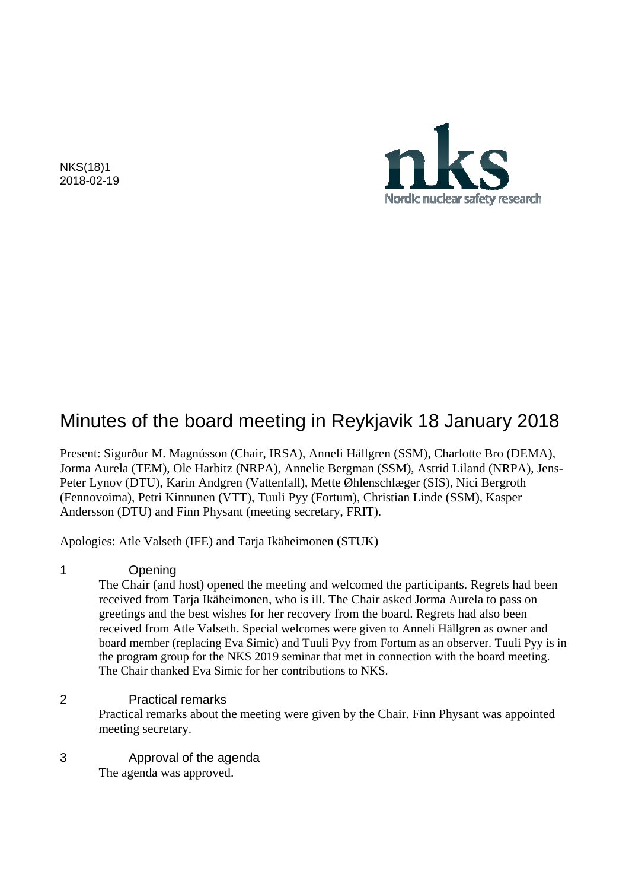NKS(18)1
2018-02-19

nks
Nordic nuclear safety research

# Minutes of the board meeting in Reykjavik 18 January 2018

Present: Sigurður M. Magnússon (Chair, IRSA), Anneli Hällgren (SSM), Charlotte Bro (DEMA), Jorma Aurela (TEM), Ole Harbitz (NRPA), Annelie Bergman (SSM), Astrid Liland (NRPA), Jens-Peter Lynov (DTU), Karin Andgren (Vattenfall), Mette Øhlenschlæger (SIS), Nici Bergroth (Fennovoima), Petri Kinnunen (VTT), Tuuli Pyy (Fortum), Christian Linde (SSM), Kasper Andersson (DTU) and Finn Physant (meeting secretary, FRIT).

Apologies: Atle Valseth (IFE) and Tarja Ikäheimonen (STUK)

## 1 Opening

The Chair (and host) opened the meeting and welcomed the participants. Regrets had been received from Tarja Ikäheimonen, who is ill. The Chair asked Jorma Aurela to pass on greetings and the best wishes for her recovery from the board. Regrets had also been received from Atle Valseth. Special welcomes were given to Anneli Hällgren as owner and board member (replacing Eva Simic) and Tuuli Pyy from Fortum as an observer. Tuuli Pyy is in the program group for the NKS 2019 seminar that met in connection with the board meeting. The Chair thanked Eva Simic for her contributions to NKS.

## 2 Practical remarks

Practical remarks about the meeting were given by the Chair. Finn Physant was appointed meeting secretary.

## 3 Approval of the agenda

The agenda was approved.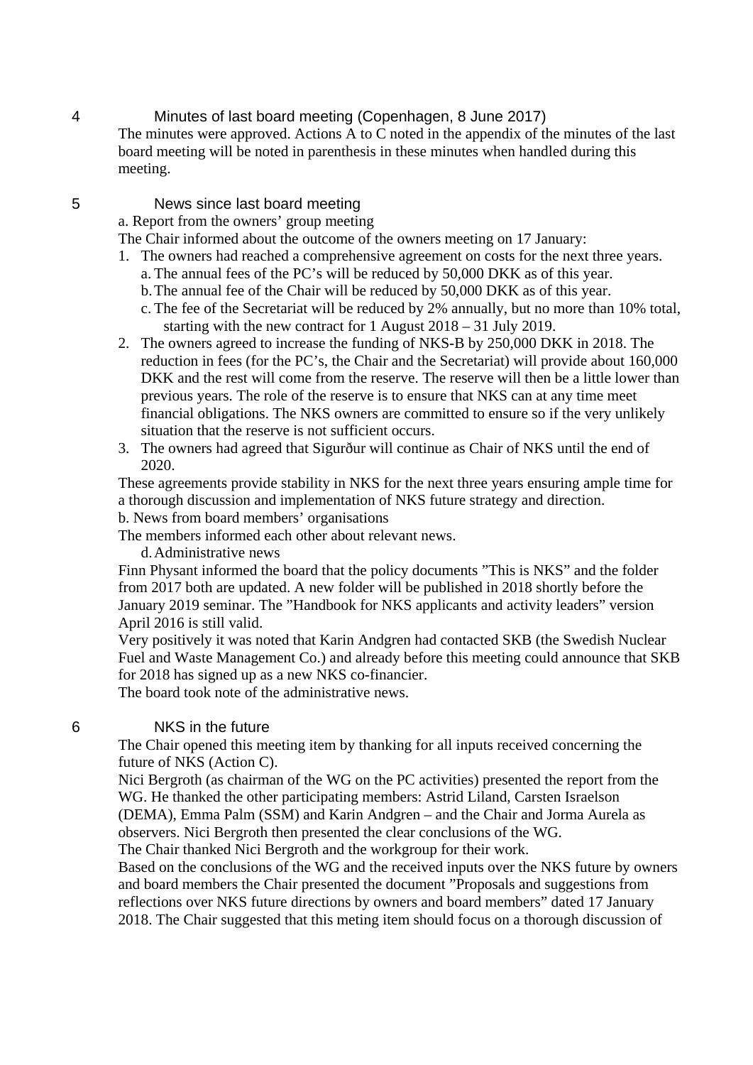## 4 Minutes of last board meeting (Copenhagen, 8 June 2017)

The minutes were approved. Actions A to C noted in the appendix of the minutes of the last board meeting will be noted in parenthesis in these minutes when handled during this meeting.

## 5 News since last board meeting

a. Report from the owners' group meeting

The Chair informed about the outcome of the owners meeting on 17 January:

1. The owners had reached a comprehensive agreement on costs for the next three years.
   a. The annual fees of the PC's will be reduced by 50,000 DKK as of this year.
   b. The annual fee of the Chair will be reduced by 50,000 DKK as of this year.
   c. The fee of the Secretariat will be reduced by 2% annually, but no more than 10% total, starting with the new contract for 1 August 2018 – 31 July 2019.
2. The owners agreed to increase the funding of NKS-B by 250,000 DKK in 2018. The reduction in fees (for the PC's, the Chair and the Secretariat) will provide about 160,000 DKK and the rest will come from the reserve. The reserve will then be a little lower than previous years. The role of the reserve is to ensure that NKS can at any time meet financial obligations. The NKS owners are committed to ensure so if the very unlikely situation that the reserve is not sufficient occurs.
3. The owners had agreed that Sigurður will continue as Chair of NKS until the end of 2020.

These agreements provide stability in NKS for the next three years ensuring ample time for a thorough discussion and implementation of NKS future strategy and direction.

b. News from board members' organisations

The members informed each other about relevant news.

d. Administrative news

Finn Physant informed the board that the policy documents "This is NKS" and the folder from 2017 both are updated. A new folder will be published in 2018 shortly before the January 2019 seminar. The "Handbook for NKS applicants and activity leaders" version April 2016 is still valid.

Very positively it was noted that Karin Andgren had contacted SKB (the Swedish Nuclear Fuel and Waste Management Co.) and already before this meeting could announce that SKB for 2018 has signed up as a new NKS co-financier.

The board took note of the administrative news.

## 6 NKS in the future

The Chair opened this meeting item by thanking for all inputs received concerning the future of NKS (Action C).

Nici Bergroth (as chairman of the WG on the PC activities) presented the report from the WG. He thanked the other participating members: Astrid Liland, Carsten Israelson (DEMA), Emma Palm (SSM) and Karin Andgren – and the Chair and Jorma Aurela as observers. Nici Bergroth then presented the clear conclusions of the WG.

The Chair thanked Nici Bergroth and the workgroup for their work.

Based on the conclusions of the WG and the received inputs over the NKS future by owners and board members the Chair presented the document "Proposals and suggestions from reflections over NKS future directions by owners and board members" dated 17 January 2018. The Chair suggested that this meting item should focus on a thorough discussion of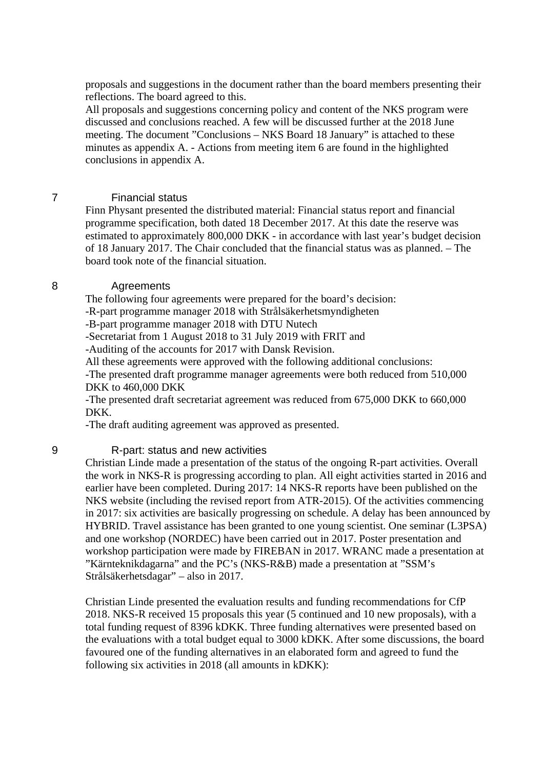proposals and suggestions in the document rather than the board members presenting their reflections. The board agreed to this.
All proposals and suggestions concerning policy and content of the NKS program were discussed and conclusions reached. A few will be discussed further at the 2018 June meeting. The document ”Conclusions – NKS Board 18 January” is attached to these minutes as appendix A. - Actions from meeting item 6 are found in the highlighted conclusions in appendix A.

## 7 Financial status

Finn Physant presented the distributed material: Financial status report and financial programme specification, both dated 18 December 2017. At this date the reserve was estimated to approximately 800,000 DKK - in accordance with last year's budget decision of 18 January 2017. The Chair concluded that the financial status was as planned. – The board took note of the financial situation.

## 8 Agreements

The following four agreements were prepared for the board's decision:
-R-part programme manager 2018 with Strålsäkerhetsmyndigheten
-B-part programme manager 2018 with DTU Nutech
-Secretariat from 1 August 2018 to 31 July 2019 with FRIT and
-Auditing of the accounts for 2017 with Dansk Revision.
All these agreements were approved with the following additional conclusions:
-The presented draft programme manager agreements were both reduced from 510,000 DKK to 460,000 DKK
-The presented draft secretariat agreement was reduced from 675,000 DKK to 660,000 DKK.
-The draft auditing agreement was approved as presented.

## 9 R-part: status and new activities

Christian Linde made a presentation of the status of the ongoing R-part activities. Overall the work in NKS-R is progressing according to plan. All eight activities started in 2016 and earlier have been completed. During 2017: 14 NKS-R reports have been published on the NKS website (including the revised report from ATR-2015). Of the activities commencing in 2017: six activities are basically progressing on schedule. A delay has been announced by HYBRID. Travel assistance has been granted to one young scientist. One seminar (L3PSA) and one workshop (NORDEC) have been carried out in 2017. Poster presentation and workshop participation were made by FIREBAN in 2017. WRANC made a presentation at ”Kärnteknikdagarna” and the PC's (NKS-R&B) made a presentation at ”SSM's Strålsäkerhetsdagar” – also in 2017.

Christian Linde presented the evaluation results and funding recommendations for CfP 2018. NKS-R received 15 proposals this year (5 continued and 10 new proposals), with a total funding request of 8396 kDKK. Three funding alternatives were presented based on the evaluations with a total budget equal to 3000 kDKK. After some discussions, the board favoured one of the funding alternatives in an elaborated form and agreed to fund the following six activities in 2018 (all amounts in kDKK):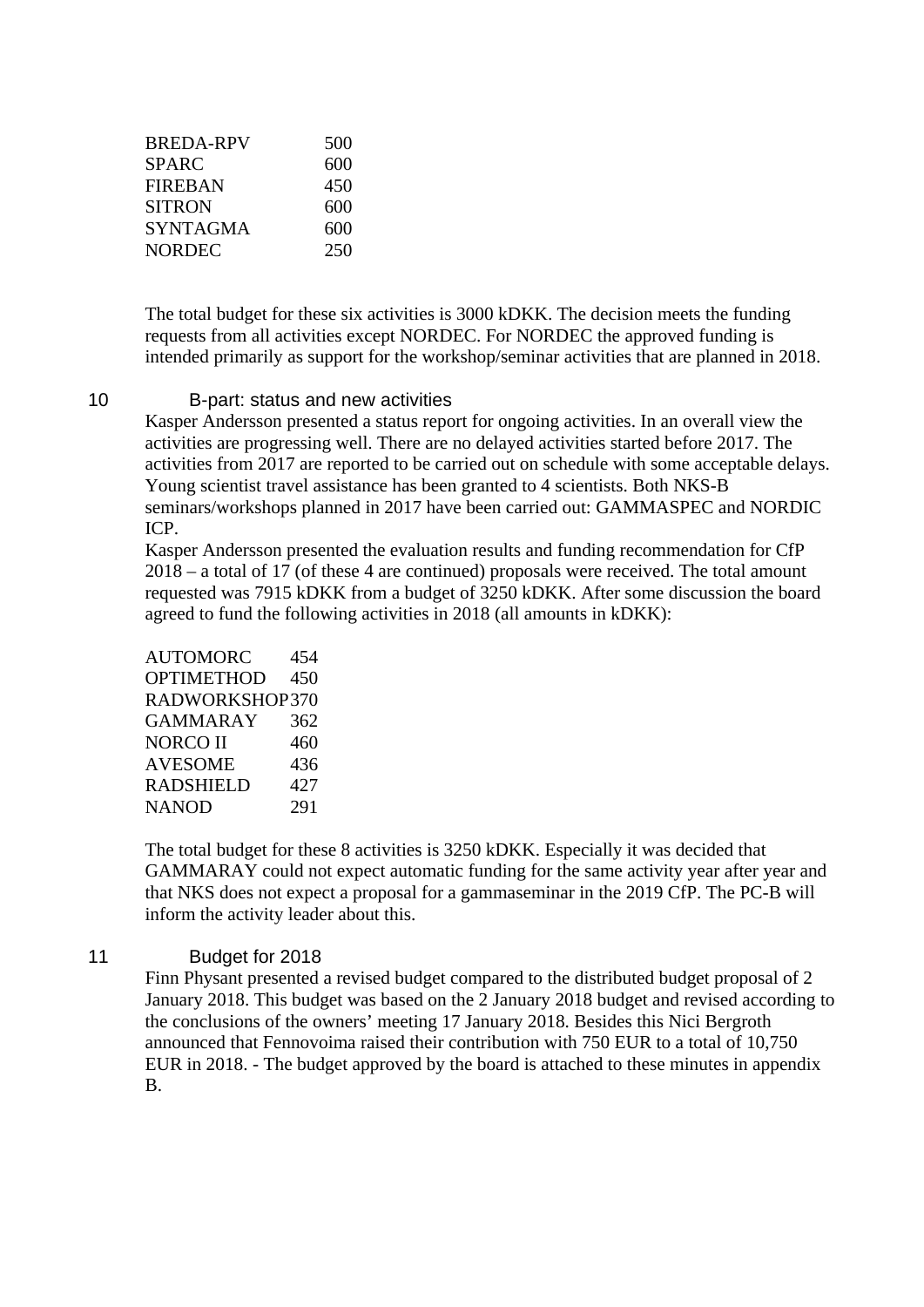| | |
|---|---|
| BREDA-RPV | 500 |
| SPARC | 600 |
| FIREBAN | 450 |
| SITRON | 600 |
| SYNTAGMA | 600 |
| NORDEC | 250 |

The total budget for these six activities is 3000 kDKK. The decision meets the funding requests from all activities except NORDEC. For NORDEC the approved funding is intended primarily as support for the workshop/seminar activities that are planned in 2018.

## 10 B-part: status and new activities

Kasper Andersson presented a status report for ongoing activities. In an overall view the activities are progressing well. There are no delayed activities started before 2017. The activities from 2017 are reported to be carried out on schedule with some acceptable delays. Young scientist travel assistance has been granted to 4 scientists. Both NKS-B seminars/workshops planned in 2017 have been carried out: GAMMASPEC and NORDIC ICP.

Kasper Andersson presented the evaluation results and funding recommendation for CfP 2018 – a total of 17 (of these 4 are continued) proposals were received. The total amount requested was 7915 kDKK from a budget of 3250 kDKK. After some discussion the board agreed to fund the following activities in 2018 (all amounts in kDKK):

| | |
|---|---|
| AUTOMORC | 454 |
| OPTIMETHOD | 450 |
| RADWORKSHOP | 370 |
| GAMMARAY | 362 |
| NORCO II | 460 |
| AVESOME | 436 |
| RADSHIELD | 427 |
| NANOD | 291 |

The total budget for these 8 activities is 3250 kDKK. Especially it was decided that GAMMARAY could not expect automatic funding for the same activity year after year and that NKS does not expect a proposal for a gammaseminar in the 2019 CfP. The PC-B will inform the activity leader about this.

## 11 Budget for 2018

Finn Physant presented a revised budget compared to the distributed budget proposal of 2 January 2018. This budget was based on the 2 January 2018 budget and revised according to the conclusions of the owners' meeting 17 January 2018. Besides this Nici Bergroth announced that Fennovoima raised their contribution with 750 EUR to a total of 10,750 EUR in 2018. - The budget approved by the board is attached to these minutes in appendix B.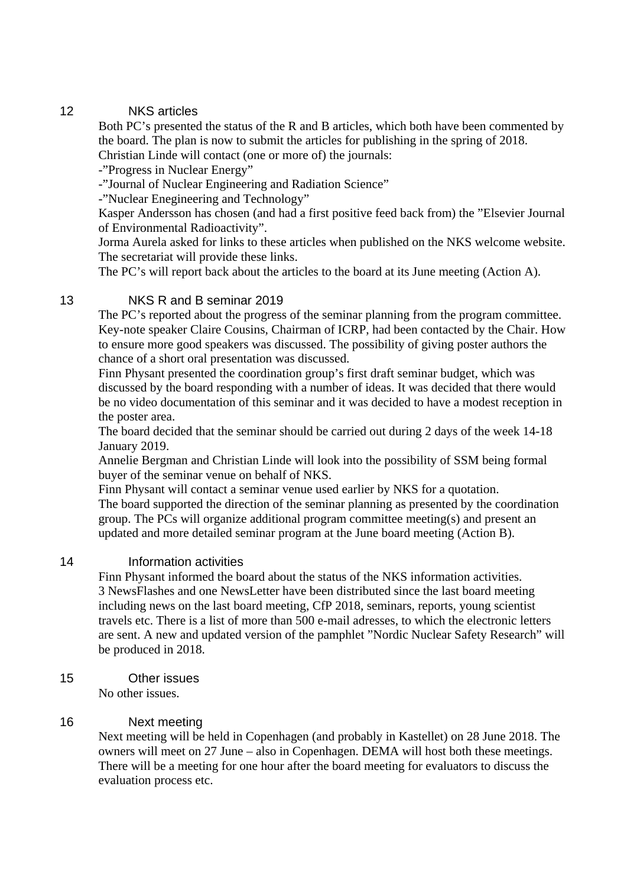## 12 NKS articles

Both PC's presented the status of the R and B articles, which both have been commented by the board. The plan is now to submit the articles for publishing in the spring of 2018. Christian Linde will contact (one or more of) the journals:

-"Progress in Nuclear Energy"

-"Journal of Nuclear Engineering and Radiation Science"

-"Nuclear Enegineering and Technology"

Kasper Andersson has chosen (and had a first positive feed back from) the "Elsevier Journal of Environmental Radioactivity".

Jorma Aurela asked for links to these articles when published on the NKS welcome website. The secretariat will provide these links.

The PC's will report back about the articles to the board at its June meeting (Action A).

## 13 NKS R and B seminar 2019

The PC's reported about the progress of the seminar planning from the program committee. Key-note speaker Claire Cousins, Chairman of ICRP, had been contacted by the Chair. How to ensure more good speakers was discussed. The possibility of giving poster authors the chance of a short oral presentation was discussed.

Finn Physant presented the coordination group's first draft seminar budget, which was discussed by the board responding with a number of ideas. It was decided that there would be no video documentation of this seminar and it was decided to have a modest reception in the poster area.

The board decided that the seminar should be carried out during 2 days of the week 14-18 January 2019.

Annelie Bergman and Christian Linde will look into the possibility of SSM being formal buyer of the seminar venue on behalf of NKS.

Finn Physant will contact a seminar venue used earlier by NKS for a quotation.

The board supported the direction of the seminar planning as presented by the coordination group. The PCs will organize additional program committee meeting(s) and present an updated and more detailed seminar program at the June board meeting (Action B).

## 14 Information activities

Finn Physant informed the board about the status of the NKS information activities. 3 NewsFlashes and one NewsLetter have been distributed since the last board meeting including news on the last board meeting, CfP 2018, seminars, reports, young scientist travels etc. There is a list of more than 500 e-mail adresses, to which the electronic letters are sent. A new and updated version of the pamphlet "Nordic Nuclear Safety Research" will be produced in 2018.

## 15 Other issues

No other issues.

## 16 Next meeting

Next meeting will be held in Copenhagen (and probably in Kastellet) on 28 June 2018. The owners will meet on 27 June – also in Copenhagen. DEMA will host both these meetings. There will be a meeting for one hour after the board meeting for evaluators to discuss the evaluation process etc.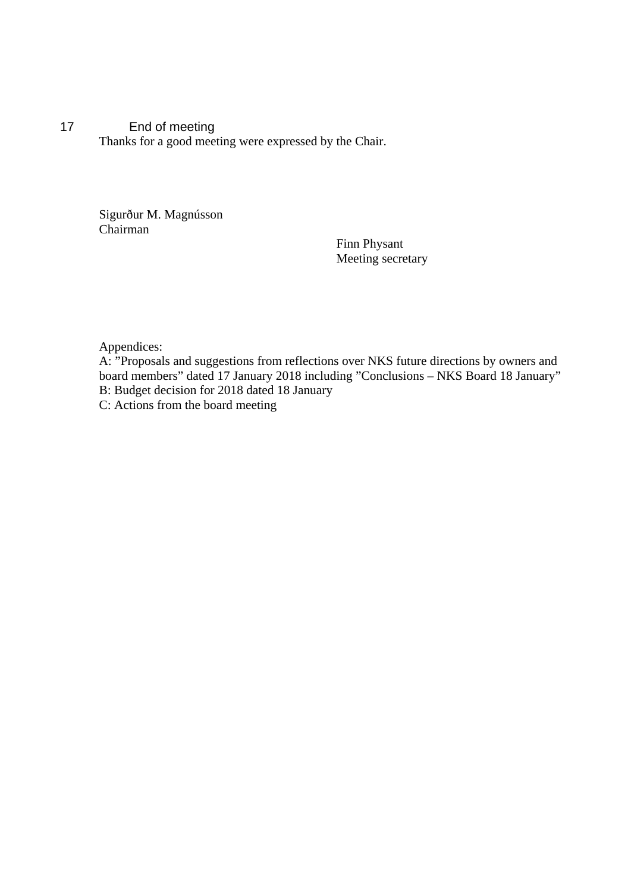## 17 End of meeting

Thanks for a good meeting were expressed by the Chair.

Sigurður M. Magnússon
Chairman

Finn Physant
Meeting secretary

Appendices:
A: ”Proposals and suggestions from reflections over NKS future directions by owners and board members” dated 17 January 2018 including ”Conclusions – NKS Board 18 January”
B: Budget decision for 2018 dated 18 January
C: Actions from the board meeting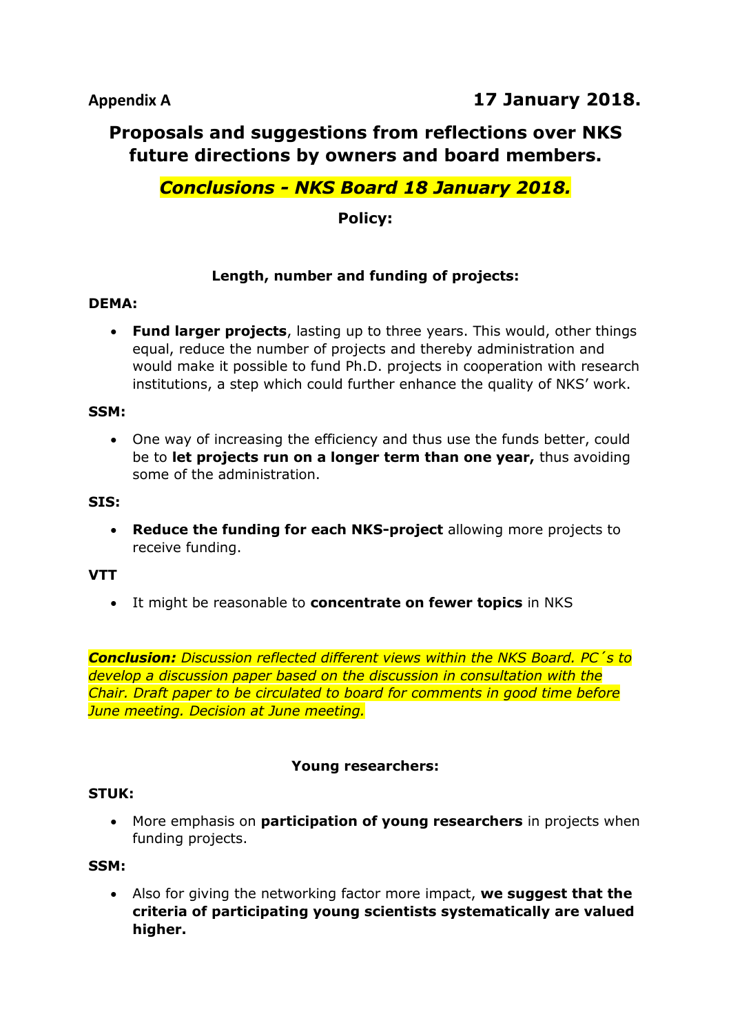**Appendix A** **17 January 2018.**

# Proposals and suggestions from reflections over NKS future directions by owners and board members.

## *Conclusions - NKS Board 18 January 2018.*

### Policy:

#### Length, number and funding of projects:

**DEMA:**

- **Fund larger projects**, lasting up to three years. This would, other things equal, reduce the number of projects and thereby administration and would make it possible to fund Ph.D. projects in cooperation with research institutions, a step which could further enhance the quality of NKS' work.

**SSM:**

- One way of increasing the efficiency and thus use the funds better, could be to **let projects run on a longer term than one year,** thus avoiding some of the administration.

**SIS:**

- **Reduce the funding for each NKS-project** allowing more projects to receive funding.

**VTT**

- It might be reasonable to **concentrate on fewer topics** in NKS

***Conclusion:*** *Discussion reflected different views within the NKS Board. PC´s to develop a discussion paper based on the discussion in consultation with the Chair. Draft paper to be circulated to board for comments in good time before June meeting. Decision at June meeting.*

#### Young researchers:

**STUK:**

- More emphasis on **participation of young researchers** in projects when funding projects.

**SSM:**

- Also for giving the networking factor more impact, **we suggest that the criteria of participating young scientists systematically are valued higher.**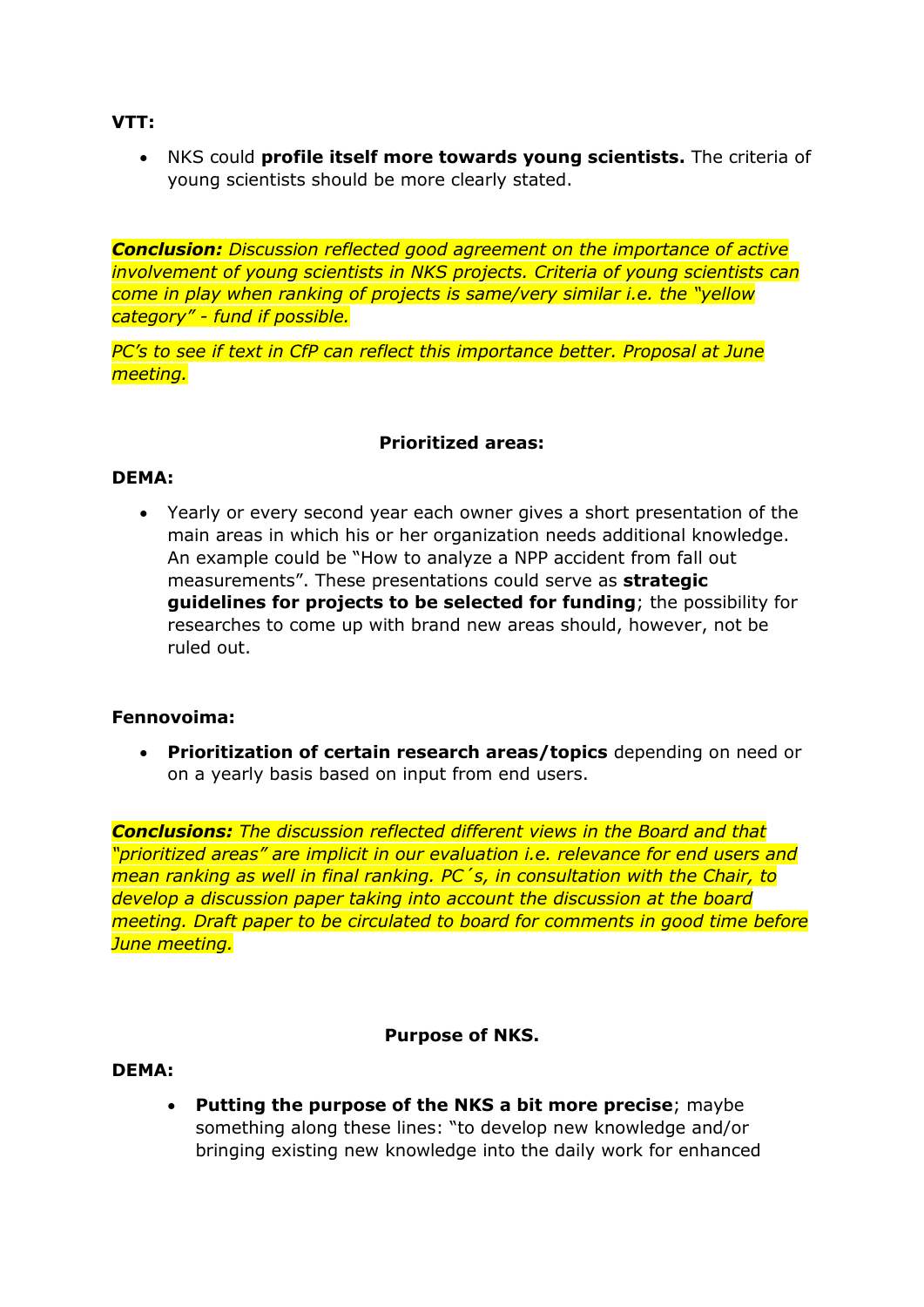**VTT:**

- NKS could **profile itself more towards young scientists.** The criteria of young scientists should be more clearly stated.

***Conclusion:*** *Discussion reflected good agreement on the importance of active involvement of young scientists in NKS projects. Criteria of young scientists can come in play when ranking of projects is same/very similar i.e. the "yellow category" - fund if possible.*

*PC's to see if text in CfP can reflect this importance better. Proposal at June meeting.*

**Prioritized areas:**

**DEMA:**

- Yearly or every second year each owner gives a short presentation of the main areas in which his or her organization needs additional knowledge. An example could be "How to analyze a NPP accident from fall out measurements". These presentations could serve as **strategic guidelines for projects to be selected for funding**; the possibility for researches to come up with brand new areas should, however, not be ruled out.

**Fennovoima:**

- **Prioritization of certain research areas/topics** depending on need or on a yearly basis based on input from end users.

***Conclusions:*** *The discussion reflected different views in the Board and that "prioritized areas" are implicit in our evaluation i.e. relevance for end users and mean ranking as well in final ranking. PC´s, in consultation with the Chair, to develop a discussion paper taking into account the discussion at the board meeting. Draft paper to be circulated to board for comments in good time before June meeting.*

**Purpose of NKS.**

**DEMA:**

- **Putting the purpose of the NKS a bit more precise**; maybe something along these lines: "to develop new knowledge and/or bringing existing new knowledge into the daily work for enhanced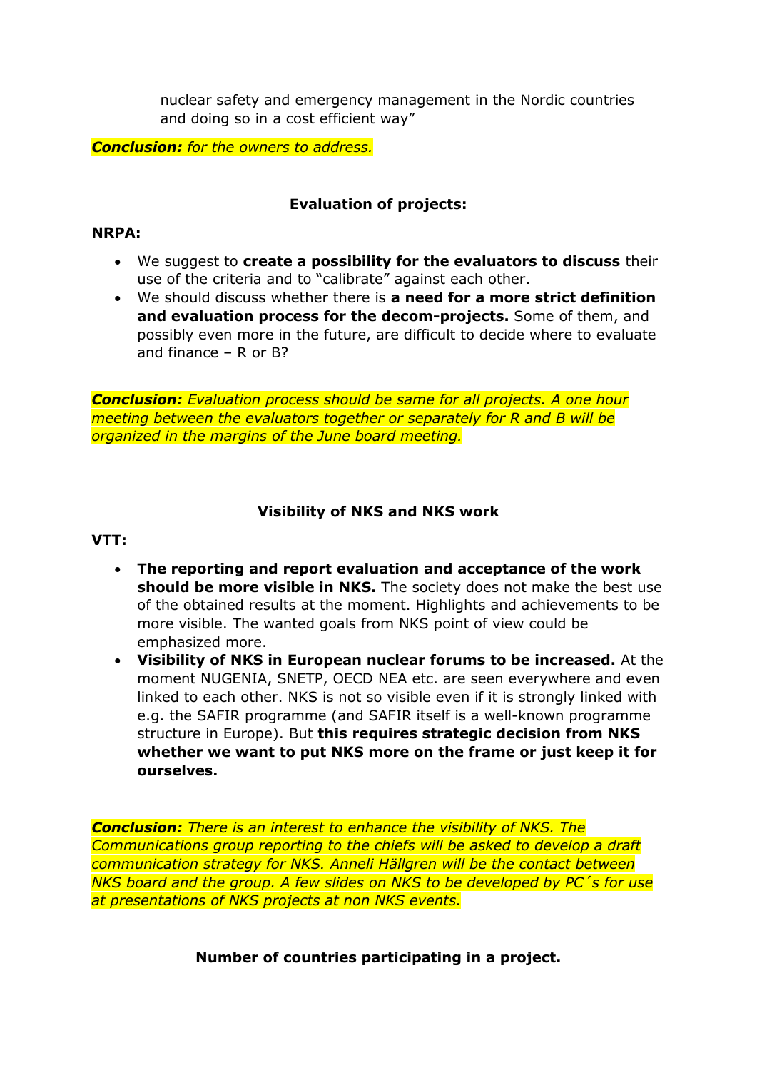nuclear safety and emergency management in the Nordic countries and doing so in a cost efficient way"

***Conclusion:*** *for the owners to address.*

**Evaluation of projects:**

**NRPA:**

- We suggest to **create a possibility for the evaluators to discuss** their use of the criteria and to "calibrate" against each other.
- We should discuss whether there is **a need for a more strict definition and evaluation process for the decom-projects.** Some of them, and possibly even more in the future, are difficult to decide where to evaluate and finance – R or B?

***Conclusion:*** *Evaluation process should be same for all projects. A one hour meeting between the evaluators together or separately for R and B will be organized in the margins of the June board meeting.*

**Visibility of NKS and NKS work**

**VTT:**

- **The reporting and report evaluation and acceptance of the work should be more visible in NKS.** The society does not make the best use of the obtained results at the moment. Highlights and achievements to be more visible. The wanted goals from NKS point of view could be emphasized more.
- **Visibility of NKS in European nuclear forums to be increased.** At the moment NUGENIA, SNETP, OECD NEA etc. are seen everywhere and even linked to each other. NKS is not so visible even if it is strongly linked with e.g. the SAFIR programme (and SAFIR itself is a well-known programme structure in Europe). But **this requires strategic decision from NKS whether we want to put NKS more on the frame or just keep it for ourselves.**

***Conclusion:*** *There is an interest to enhance the visibility of NKS. The Communications group reporting to the chiefs will be asked to develop a draft communication strategy for NKS. Anneli Hällgren will be the contact between NKS board and the group. A few slides on NKS to be developed by PC´s for use at presentations of NKS projects at non NKS events.*

**Number of countries participating in a project.**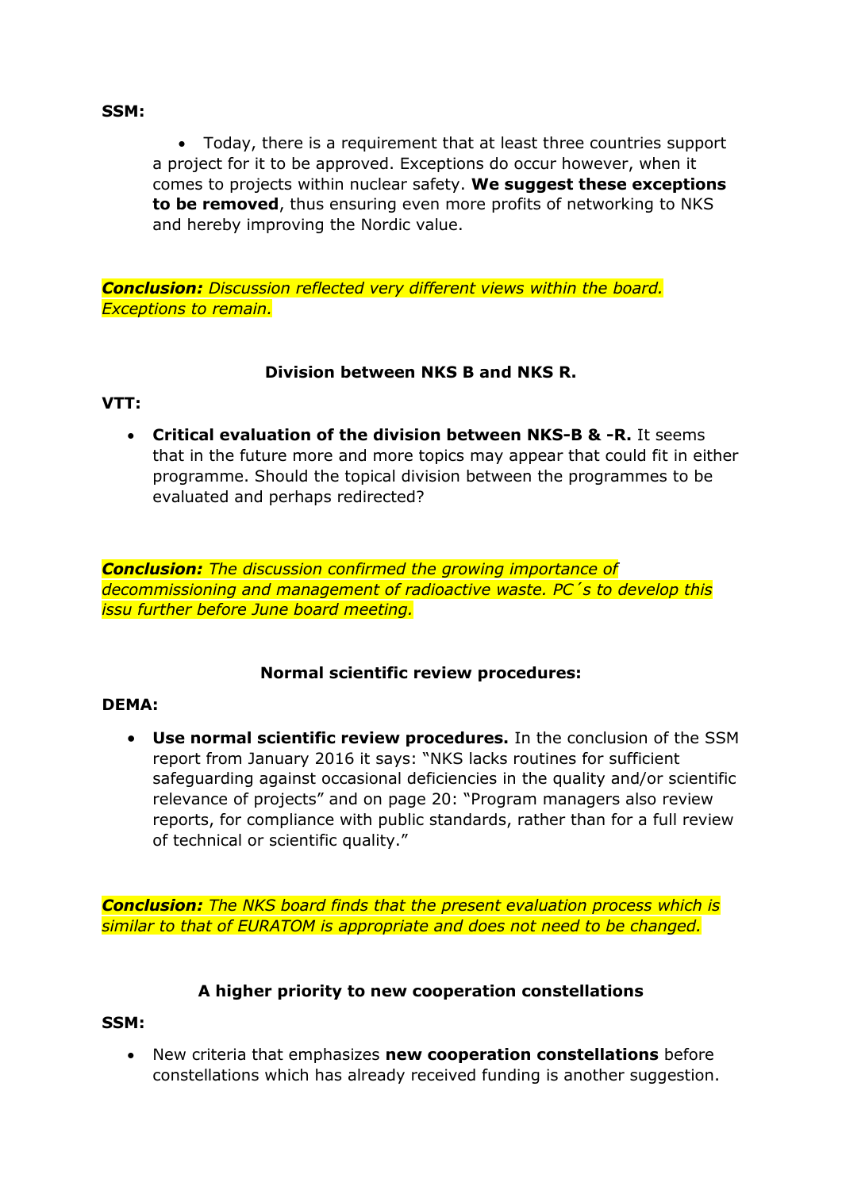**SSM:**

- Today, there is a requirement that at least three countries support a project for it to be approved. Exceptions do occur however, when it comes to projects within nuclear safety. **We suggest these exceptions to be removed**, thus ensuring even more profits of networking to NKS and hereby improving the Nordic value.

***Conclusion:*** *Discussion reflected very different views within the board. Exceptions to remain.*

### Division between NKS B and NKS R.

**VTT:**

- **Critical evaluation of the division between NKS-B & -R.** It seems that in the future more and more topics may appear that could fit in either programme. Should the topical division between the programmes to be evaluated and perhaps redirected?

***Conclusion:*** *The discussion confirmed the growing importance of decommissioning and management of radioactive waste. PC´s to develop this issu further before June board meeting.*

### Normal scientific review procedures:

**DEMA:**

- **Use normal scientific review procedures.** In the conclusion of the SSM report from January 2016 it says: "NKS lacks routines for sufficient safeguarding against occasional deficiencies in the quality and/or scientific relevance of projects" and on page 20: "Program managers also review reports, for compliance with public standards, rather than for a full review of technical or scientific quality."

***Conclusion:*** *The NKS board finds that the present evaluation process which is similar to that of EURATOM is appropriate and does not need to be changed.*

### A higher priority to new cooperation constellations

**SSM:**

- New criteria that emphasizes **new cooperation constellations** before constellations which has already received funding is another suggestion.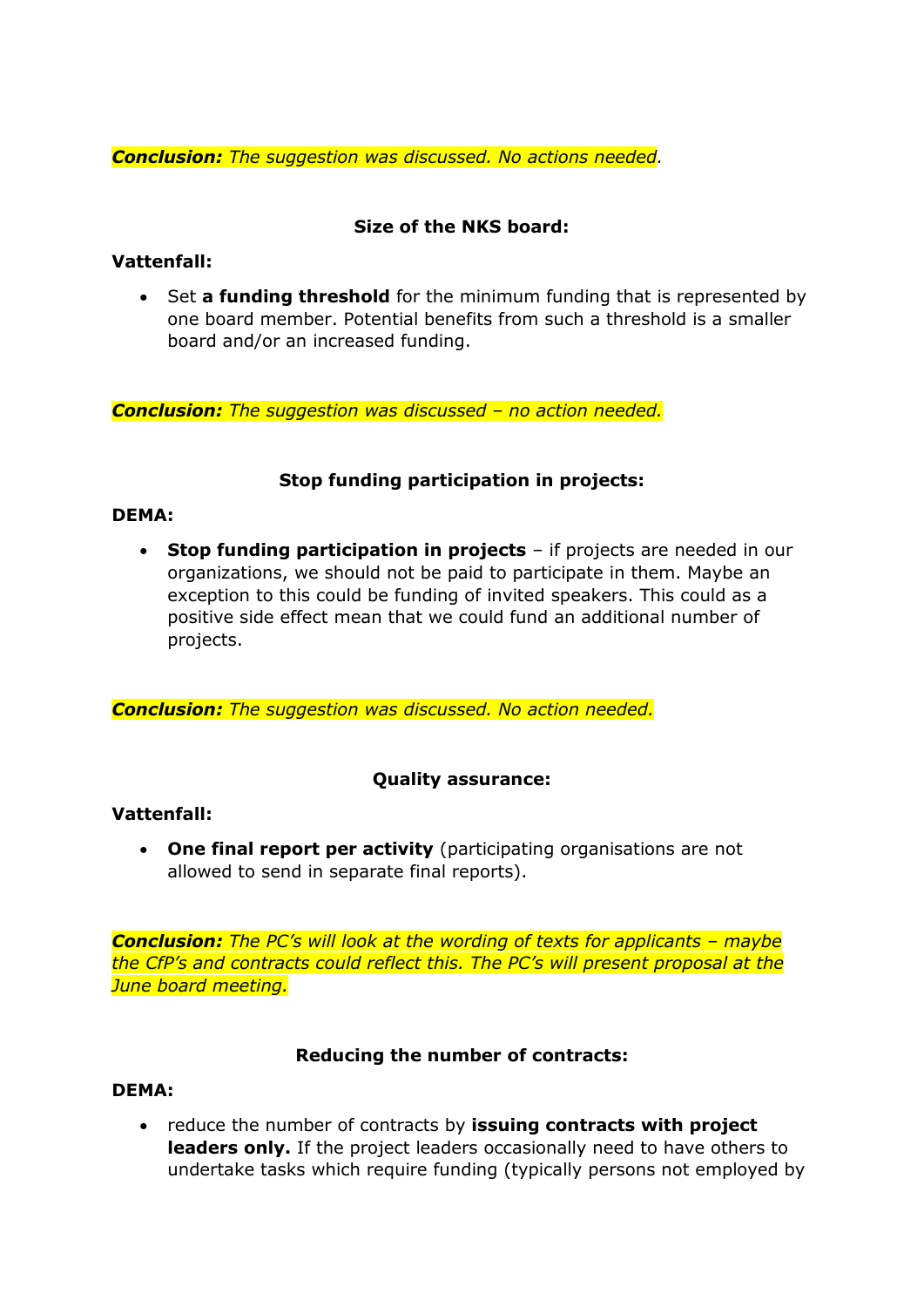***Conclusion:*** *The suggestion was discussed. No actions needed.*

**Size of the NKS board:**

**Vattenfall:**

- Set **a funding threshold** for the minimum funding that is represented by one board member. Potential benefits from such a threshold is a smaller board and/or an increased funding.

***Conclusion:*** *The suggestion was discussed – no action needed.*

**Stop funding participation in projects:**

**DEMA:**

- **Stop funding participation in projects** – if projects are needed in our organizations, we should not be paid to participate in them. Maybe an exception to this could be funding of invited speakers. This could as a positive side effect mean that we could fund an additional number of projects.

***Conclusion:*** *The suggestion was discussed. No action needed.*

**Quality assurance:**

**Vattenfall:**

- **One final report per activity** (participating organisations are not allowed to send in separate final reports).

***Conclusion:*** *The PC's will look at the wording of texts for applicants – maybe the CfP's and contracts could reflect this. The PC's will present proposal at the June board meeting.*

**Reducing the number of contracts:**

**DEMA:**

- reduce the number of contracts by **issuing contracts with project leaders only.** If the project leaders occasionally need to have others to undertake tasks which require funding (typically persons not employed by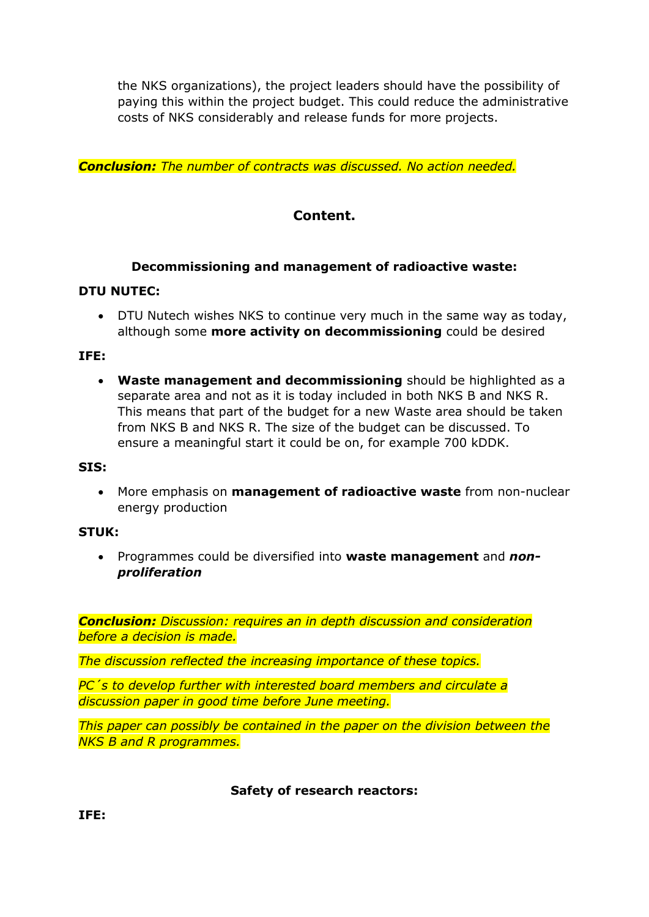the NKS organizations), the project leaders should have the possibility of paying this within the project budget. This could reduce the administrative costs of NKS considerably and release funds for more projects.

***Conclusion:*** *The number of contracts was discussed. No action needed.*

## Content.

### Decommissioning and management of radioactive waste:

**DTU NUTEC:**

- DTU Nutech wishes NKS to continue very much in the same way as today, although some **more activity on decommissioning** could be desired

**IFE:**

- **Waste management and decommissioning** should be highlighted as a separate area and not as it is today included in both NKS B and NKS R. This means that part of the budget for a new Waste area should be taken from NKS B and NKS R. The size of the budget can be discussed. To ensure a meaningful start it could be on, for example 700 kDDK.

**SIS:**

- More emphasis on **management of radioactive waste** from non-nuclear energy production

**STUK:**

- Programmes could be diversified into **waste management** and ***non-proliferation***

***Conclusion:*** *Discussion: requires an in depth discussion and consideration before a decision is made.*

*The discussion reflected the increasing importance of these topics.*

*PC´s to develop further with interested board members and circulate a discussion paper in good time before June meeting.*

*This paper can possibly be contained in the paper on the division between the NKS B and R programmes.*

### Safety of research reactors:

**IFE:**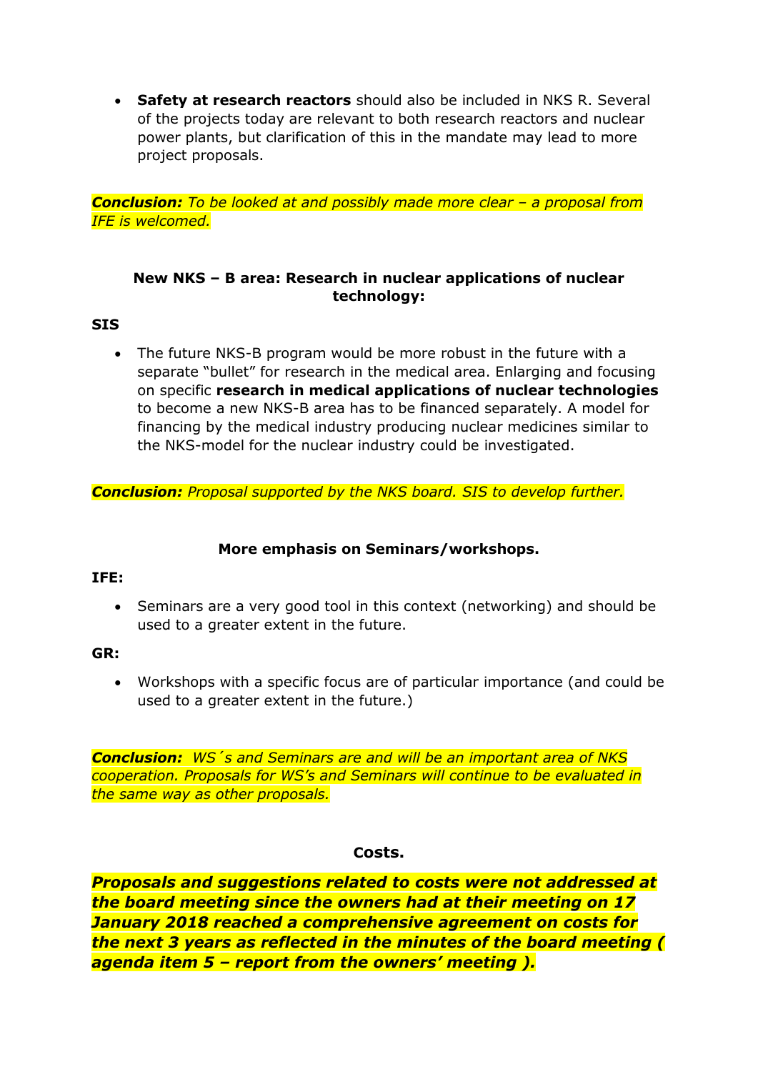- **Safety at research reactors** should also be included in NKS R. Several of the projects today are relevant to both research reactors and nuclear power plants, but clarification of this in the mandate may lead to more project proposals.

***Conclusion:*** *To be looked at and possibly made more clear – a proposal from IFE is welcomed.*

**New NKS – B area: Research in nuclear applications of nuclear technology:**

**SIS**

- The future NKS-B program would be more robust in the future with a separate "bullet" for research in the medical area. Enlarging and focusing on specific **research in medical applications of nuclear technologies** to become a new NKS-B area has to be financed separately. A model for financing by the medical industry producing nuclear medicines similar to the NKS-model for the nuclear industry could be investigated.

***Conclusion:*** *Proposal supported by the NKS board. SIS to develop further.*

**More emphasis on Seminars/workshops.**

**IFE:**

- Seminars are a very good tool in this context (networking) and should be used to a greater extent in the future.

**GR:**

- Workshops with a specific focus are of particular importance (and could be used to a greater extent in the future.)

***Conclusion:*** *WS´s and Seminars are and will be an important area of NKS cooperation. Proposals for WS's and Seminars will continue to be evaluated in the same way as other proposals.*

**Costs.**

***Proposals and suggestions related to costs were not addressed at the board meeting since the owners had at their meeting on 17 January 2018 reached a comprehensive agreement on costs for the next 3 years as reflected in the minutes of the board meeting ( agenda item 5 – report from the owners' meeting ).***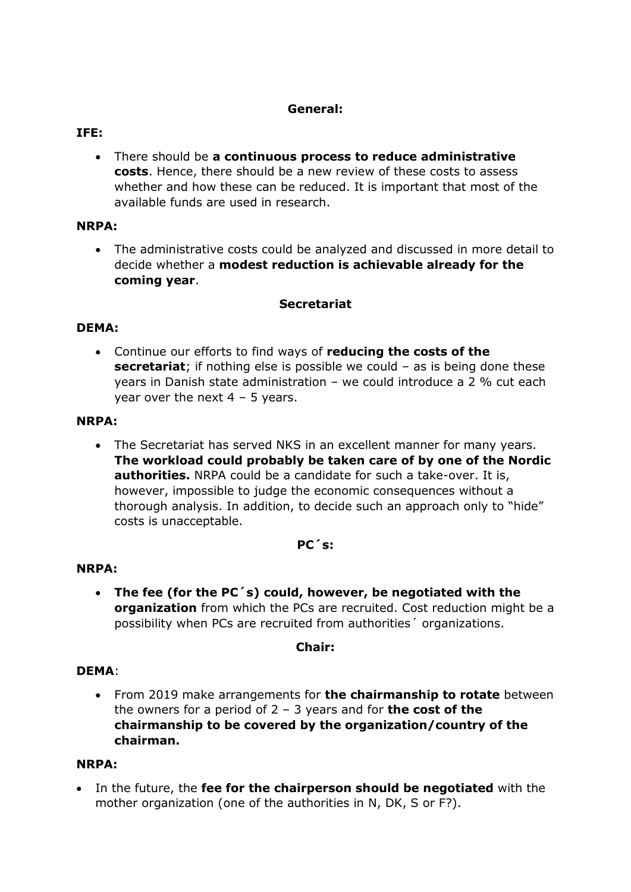**General:**

**IFE:**

- There should be **a continuous process to reduce administrative costs**. Hence, there should be a new review of these costs to assess whether and how these can be reduced. It is important that most of the available funds are used in research.

**NRPA:**

- The administrative costs could be analyzed and discussed in more detail to decide whether a **modest reduction is achievable already for the coming year**.

**Secretariat**

**DEMA:**

- Continue our efforts to find ways of **reducing the costs of the secretariat**; if nothing else is possible we could – as is being done these years in Danish state administration – we could introduce a 2 % cut each year over the next 4 – 5 years.

**NRPA:**

- The Secretariat has served NKS in an excellent manner for many years. **The workload could probably be taken care of by one of the Nordic authorities.** NRPA could be a candidate for such a take-over. It is, however, impossible to judge the economic consequences without a thorough analysis. In addition, to decide such an approach only to "hide" costs is unacceptable.

**PC´s:**

**NRPA:**

- **The fee (for the PC´s) could, however, be negotiated with the organization** from which the PCs are recruited. Cost reduction might be a possibility when PCs are recruited from authorities´ organizations.

**Chair:**

**DEMA**:

- From 2019 make arrangements for **the chairmanship to rotate** between the owners for a period of 2 – 3 years and for **the cost of the chairmanship to be covered by the organization/country of the chairman.**

**NRPA:**

- In the future, the **fee for the chairperson should be negotiated** with the mother organization (one of the authorities in N, DK, S or F?).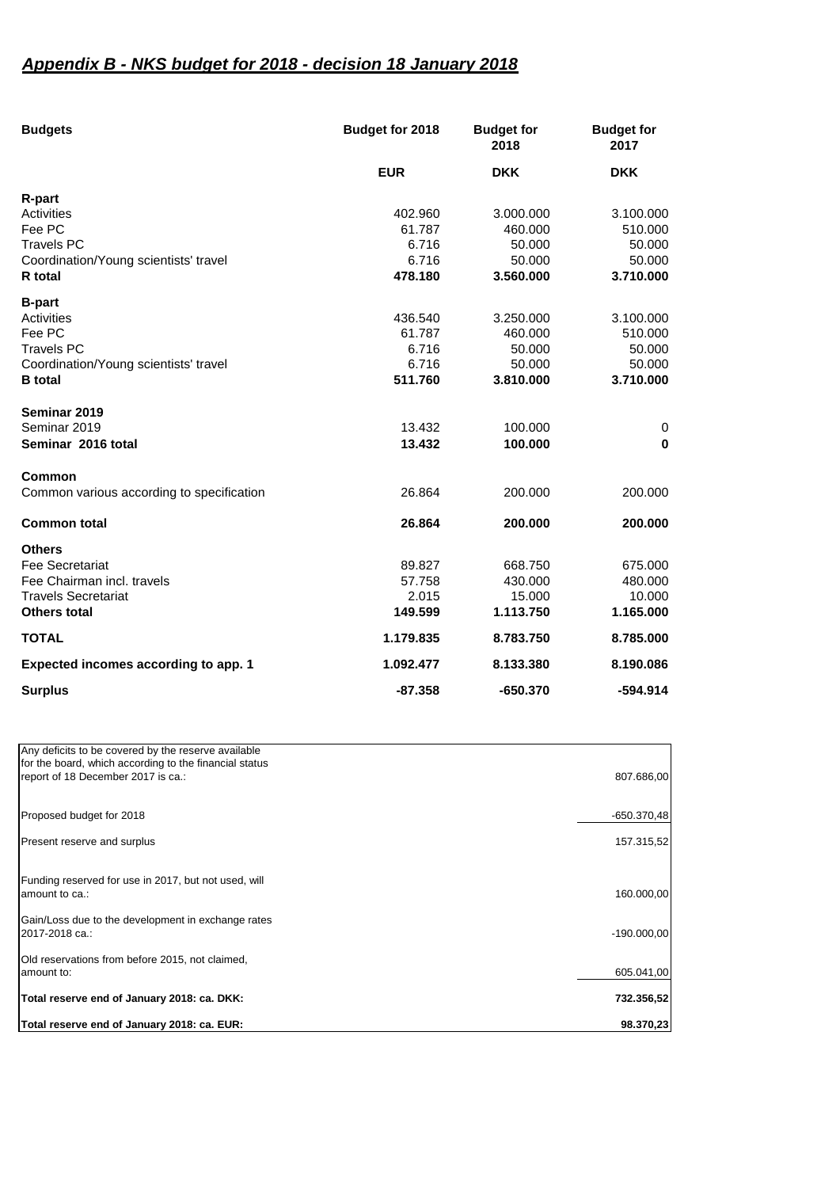## ***Appendix B - NKS budget for 2018 - decision 18 January 2018***

| **Budgets** | **Budget for 2018** | **Budget for 2018** | **Budget for 2017** |
|---|---|---|---|
| | **EUR** | **DKK** | **DKK** |
| **R-part** | | | |
| Activities | 402.960 | 3.000.000 | 3.100.000 |
| Fee PC | 61.787 | 460.000 | 510.000 |
| Travels PC | 6.716 | 50.000 | 50.000 |
| Coordination/Young scientists' travel | 6.716 | 50.000 | 50.000 |
| **R total** | **478.180** | **3.560.000** | **3.710.000** |
| **B-part** | | | |
| Activities | 436.540 | 3.250.000 | 3.100.000 |
| Fee PC | 61.787 | 460.000 | 510.000 |
| Travels PC | 6.716 | 50.000 | 50.000 |
| Coordination/Young scientists' travel | 6.716 | 50.000 | 50.000 |
| **B total** | **511.760** | **3.810.000** | **3.710.000** |
| **Seminar 2019** | | | |
| Seminar 2019 | 13.432 | 100.000 | 0 |
| **Seminar 2016 total** | **13.432** | **100.000** | **0** |
| **Common** | | | |
| Common various according to specification | 26.864 | 200.000 | 200.000 |
| **Common total** | **26.864** | **200.000** | **200.000** |
| **Others** | | | |
| Fee Secretariat | 89.827 | 668.750 | 675.000 |
| Fee Chairman incl. travels | 57.758 | 430.000 | 480.000 |
| Travels Secretariat | 2.015 | 15.000 | 10.000 |
| **Others total** | **149.599** | **1.113.750** | **1.165.000** |
| **TOTAL** | **1.179.835** | **8.783.750** | **8.785.000** |
| **Expected incomes according to app. 1** | **1.092.477** | **8.133.380** | **8.190.086** |
| **Surplus** | **-87.358** | **-650.370** | **-594.914** |

| | |
|---|---|
| Any deficits to be covered by the reserve available for the board, which according to the financial status report of 18 December 2017 is ca.: | 807.686,00 |
| Proposed budget for 2018 | -650.370,48 |
| Present reserve and surplus | 157.315,52 |
| Funding reserved for use in 2017, but not used, will amount to ca.: | 160.000,00 |
| Gain/Loss due to the development in exchange rates 2017-2018 ca.: | -190.000,00 |
| Old reservations from before 2015, not claimed, amount to: | 605.041,00 |
| **Total reserve end of January 2018: ca. DKK:** | **732.356,52** |
| **Total reserve end of January 2018: ca. EUR:** | **98.370,23** |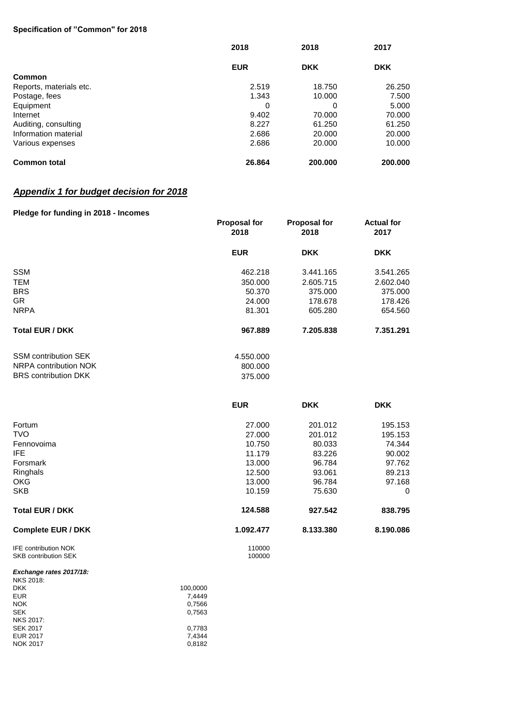**Specification of "Common" for 2018**

| | 2018 | 2018 | 2017 |
|---|---|---|---|
| | **EUR** | **DKK** | **DKK** |
| **Common** | | | |
| Reports, materials etc. | 2.519 | 18.750 | 26.250 |
| Postage, fees | 1.343 | 10.000 | 7.500 |
| Equipment | 0 | 0 | 5.000 |
| Internet | 9.402 | 70.000 | 70.000 |
| Auditing, consulting | 8.227 | 61.250 | 61.250 |
| Information material | 2.686 | 20.000 | 20.000 |
| Various expenses | 2.686 | 20.000 | 10.000 |
| **Common total** | **26.864** | **200.000** | **200.000** |

## ***Appendix 1 for budget decision for 2018***

**Pledge for funding in 2018 - Incomes**

| | Proposal for 2018 | Proposal for 2018 | Actual for 2017 |
|---|---|---|---|
| | **EUR** | **DKK** | **DKK** |
| SSM | 462.218 | 3.441.165 | 3.541.265 |
| TEM | 350.000 | 2.605.715 | 2.602.040 |
| BRS | 50.370 | 375.000 | 375.000 |
| GR | 24.000 | 178.678 | 178.426 |
| NRPA | 81.301 | 605.280 | 654.560 |
| **Total EUR / DKK** | **967.889** | **7.205.838** | **7.351.291** |
| SSM contribution SEK | 4.550.000 | | |
| NRPA contribution NOK | 800.000 | | |
| BRS contribution DKK | 375.000 | | |

| | **EUR** | **DKK** | **DKK** |
|---|---|---|---|
| Fortum | 27.000 | 201.012 | 195.153 |
| TVO | 27.000 | 201.012 | 195.153 |
| Fennovoima | 10.750 | 80.033 | 74.344 |
| IFE | 11.179 | 83.226 | 90.002 |
| Forsmark | 13.000 | 96.784 | 97.762 |
| Ringhals | 12.500 | 93.061 | 89.213 |
| OKG | 13.000 | 96.784 | 97.168 |
| SKB | 10.159 | 75.630 | 0 |
| **Total EUR / DKK** | **124.588** | **927.542** | **838.795** |
| **Complete EUR / DKK** | **1.092.477** | **8.133.380** | **8.190.086** |
| IFE contribution NOK | 110000 | | |
| SKB contribution SEK | 100000 | | |

***Exchange rates 2017/18:***

| | |
|---|---|
| NKS 2018: | |
| DKK | 100,0000 |
| EUR | 7,4449 |
| NOK | 0,7566 |
| SEK | 0,7563 |
| NKS 2017: | |
| SEK 2017 | 0,7783 |
| EUR 2017 | 7,4344 |
| NOK 2017 | 0,8182 |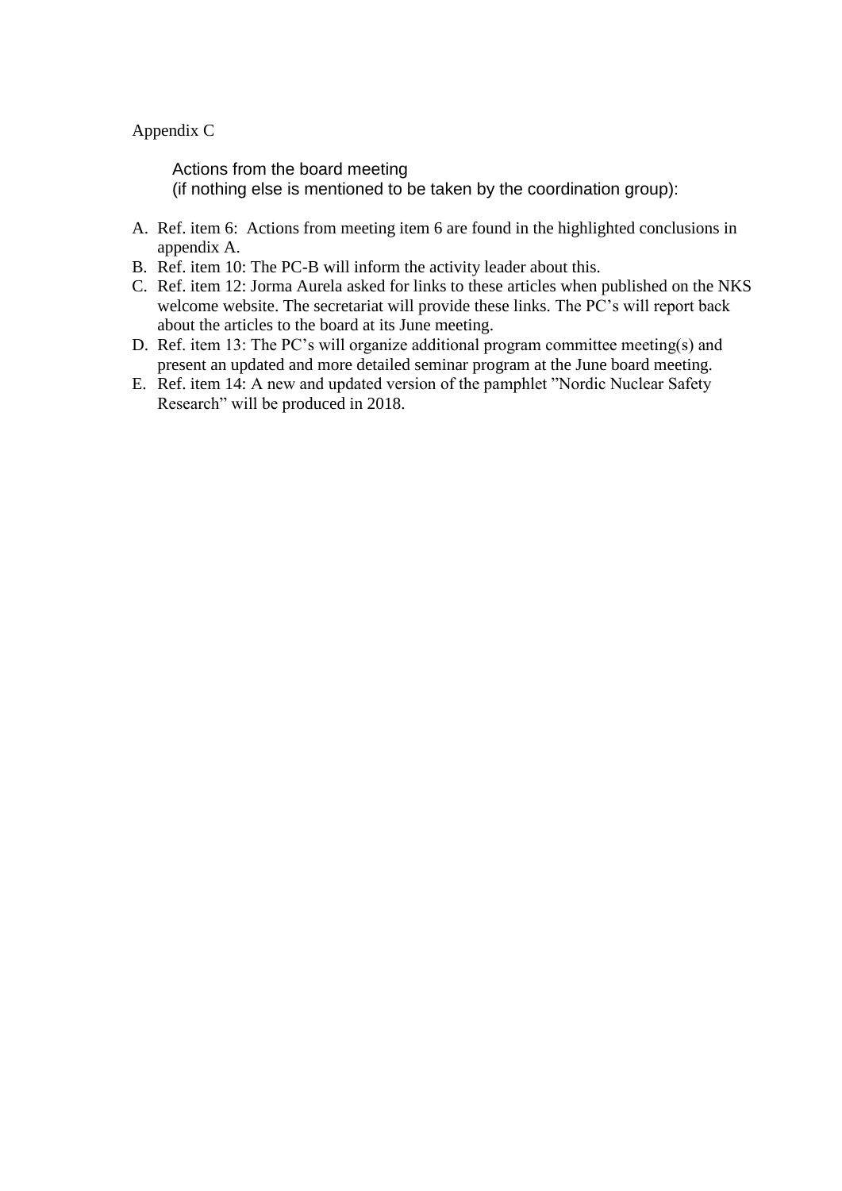Appendix C

Actions from the board meeting
(if nothing else is mentioned to be taken by the coordination group):

A. Ref. item 6: Actions from meeting item 6 are found in the highlighted conclusions in appendix A.
B. Ref. item 10: The PC-B will inform the activity leader about this.
C. Ref. item 12: Jorma Aurela asked for links to these articles when published on the NKS welcome website. The secretariat will provide these links. The PC's will report back about the articles to the board at its June meeting.
D. Ref. item 13: The PC's will organize additional program committee meeting(s) and present an updated and more detailed seminar program at the June board meeting.
E. Ref. item 14: A new and updated version of the pamphlet "Nordic Nuclear Safety Research" will be produced in 2018.